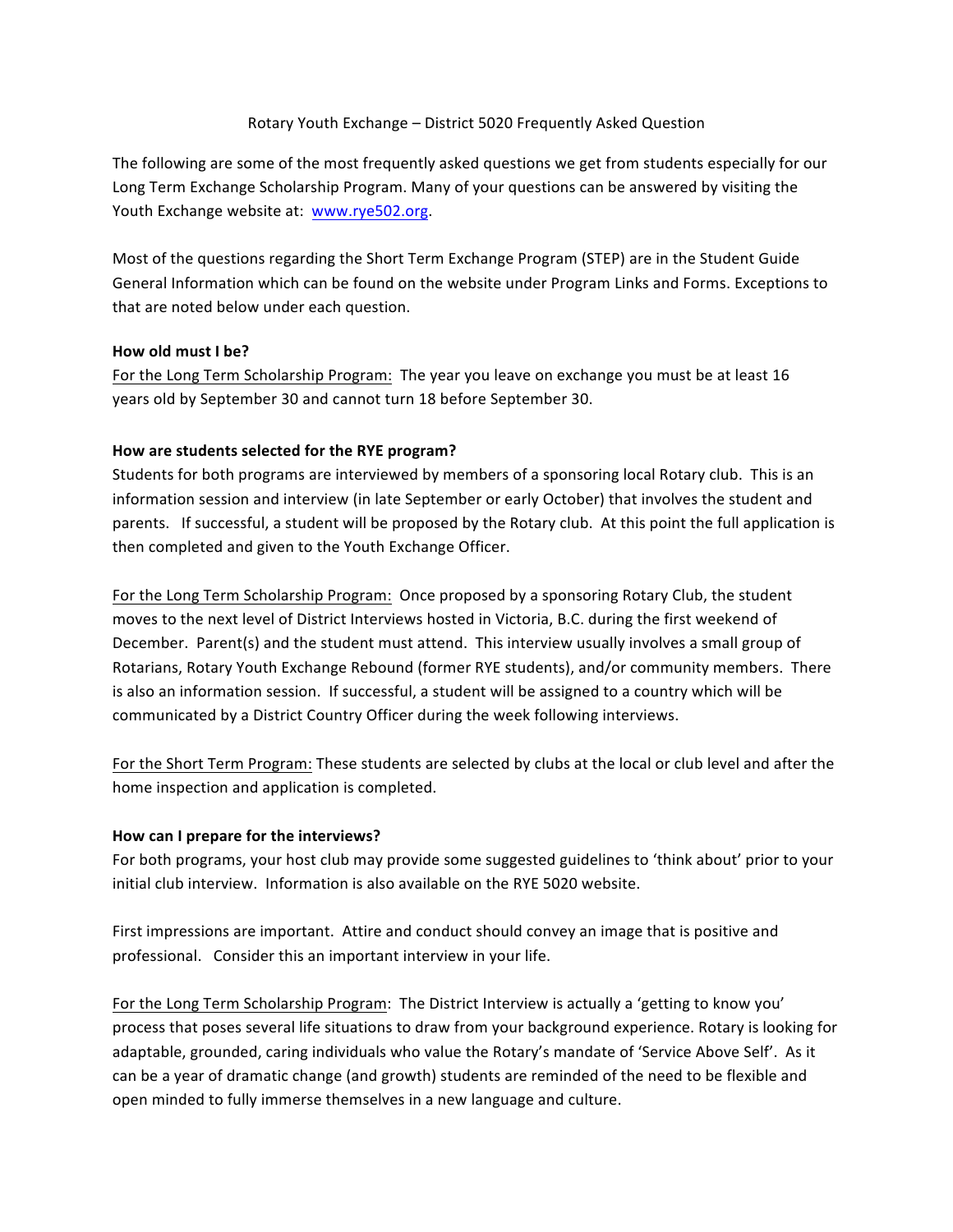# Rotary Youth Exchange – District 5020 Frequently Asked Question

The following are some of the most frequently asked questions we get from students especially for our Long Term Exchange Scholarship Program. Many of your questions can be answered by visiting the Youth Exchange website at: www.rye502.org.

Most of the questions regarding the Short Term Exchange Program (STEP) are in the Student Guide General Information which can be found on the website under Program Links and Forms. Exceptions to that are noted below under each question.

**How old must I be?**

For the Long Term Scholarship Program: The year you leave on exchange you must be at least 16 years old by September 30 and cannot turn 18 before September 30.

**How are students selected for the RYE program?**

Students for both programs are interviewed by members of a sponsoring local Rotary club. This is an information session and interview (in late September or early October) that involves the student and parents. If successful, a student will be proposed by the Rotary club. At this point the full application is then completed and given to the Youth Exchange Officer.

For the Long Term Scholarship Program: Once proposed by a sponsoring Rotary Club, the student moves to the next level of District Interviews hosted in Victoria, B.C. during the first weekend of December. Parent(s) and the student must attend. This interview usually involves a small group of Rotarians, Rotary Youth Exchange Rebound (former RYE students), and/or community members. There is also an information session. If successful, a student will be assigned to a country which will be communicated by a District Country Officer during the week following interviews.

For the Short Term Program: These students are selected by clubs at the local or club level and after the home inspection and application is completed.

**How can I prepare for the interviews?**

For both programs, your host club may provide some suggested guidelines to 'think about' prior to your initial club interview. Information is also available on the RYE 5020 website.

First impressions are important. Attire and conduct should convey an image that is positive and professional. Consider this an important interview in your life.

For the Long Term Scholarship Program: The District Interview is actually a 'getting to know you' process that poses several life situations to draw from your background experience. Rotary is looking for adaptable, grounded, caring individuals who value the Rotary's mandate of 'Service Above Self'. As it can be a year of dramatic change (and growth) students are reminded of the need to be flexible and open minded to fully immerse themselves in a new language and culture.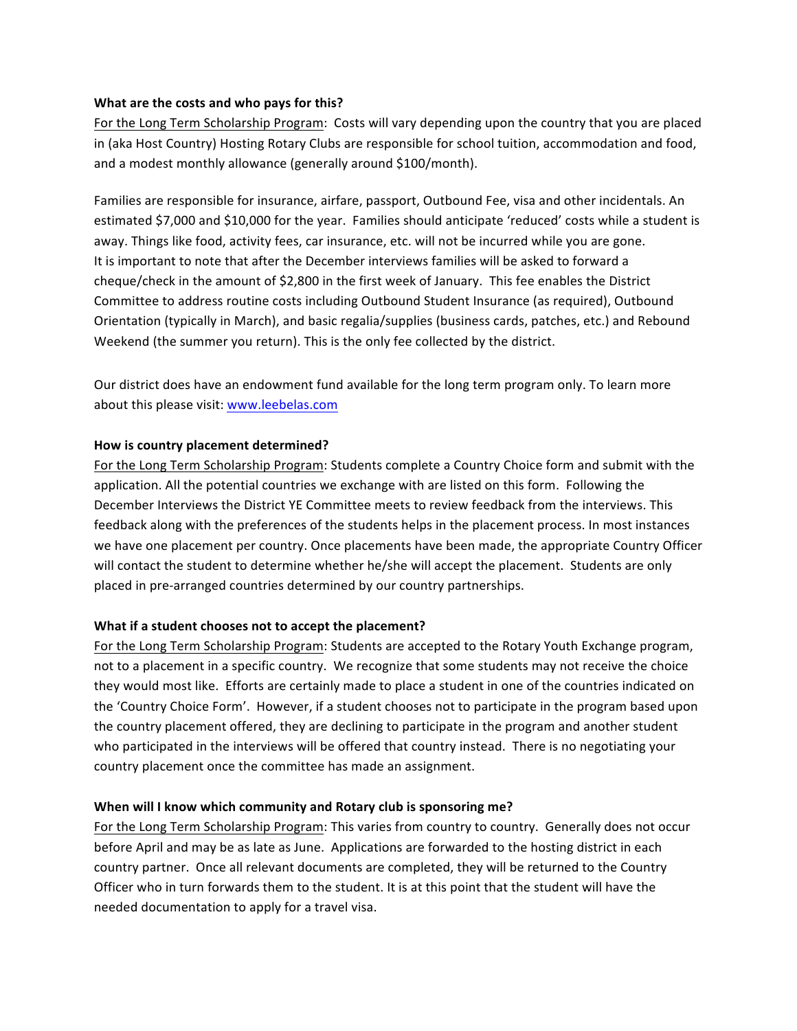**What are the costs and who pays for this?**

For the Long Term Scholarship Program: Costs will vary depending upon the country that you are placed in (aka Host Country) Hosting Rotary Clubs are responsible for school tuition, accommodation and food, and a modest monthly allowance (generally around $100/month).

Families are responsible for insurance, airfare, passport, Outbound Fee, visa and other incidentals. An estimated $7,000 and $10,000 for the year. Families should anticipate 'reduced' costs while a student is away. Things like food, activity fees, car insurance, etc. will not be incurred while you are gone. It is important to note that after the December interviews families will be asked to forward a cheque/check in the amount of $2,800 in the first week of January. This fee enables the District Committee to address routine costs including Outbound Student Insurance (as required), Outbound Orientation (typically in March), and basic regalia/supplies (business cards, patches, etc.) and Rebound Weekend (the summer you return). This is the only fee collected by the district.

Our district does have an endowment fund available for the long term program only. To learn more about this please visit: [www.leebelas.com](http://www.leebelas.com)

**How is country placement determined?**

For the Long Term Scholarship Program: Students complete a Country Choice form and submit with the application. All the potential countries we exchange with are listed on this form. Following the December Interviews the District YE Committee meets to review feedback from the interviews. This feedback along with the preferences of the students helps in the placement process. In most instances we have one placement per country. Once placements have been made, the appropriate Country Officer will contact the student to determine whether he/she will accept the placement. Students are only placed in pre-arranged countries determined by our country partnerships.

**What if a student chooses not to accept the placement?**

For the Long Term Scholarship Program: Students are accepted to the Rotary Youth Exchange program, not to a placement in a specific country. We recognize that some students may not receive the choice they would most like. Efforts are certainly made to place a student in one of the countries indicated on the 'Country Choice Form'. However, if a student chooses not to participate in the program based upon the country placement offered, they are declining to participate in the program and another student who participated in the interviews will be offered that country instead. There is no negotiating your country placement once the committee has made an assignment.

**When will I know which community and Rotary club is sponsoring me?**

For the Long Term Scholarship Program: This varies from country to country. Generally does not occur before April and may be as late as June. Applications are forwarded to the hosting district in each country partner. Once all relevant documents are completed, they will be returned to the Country Officer who in turn forwards them to the student. It is at this point that the student will have the needed documentation to apply for a travel visa.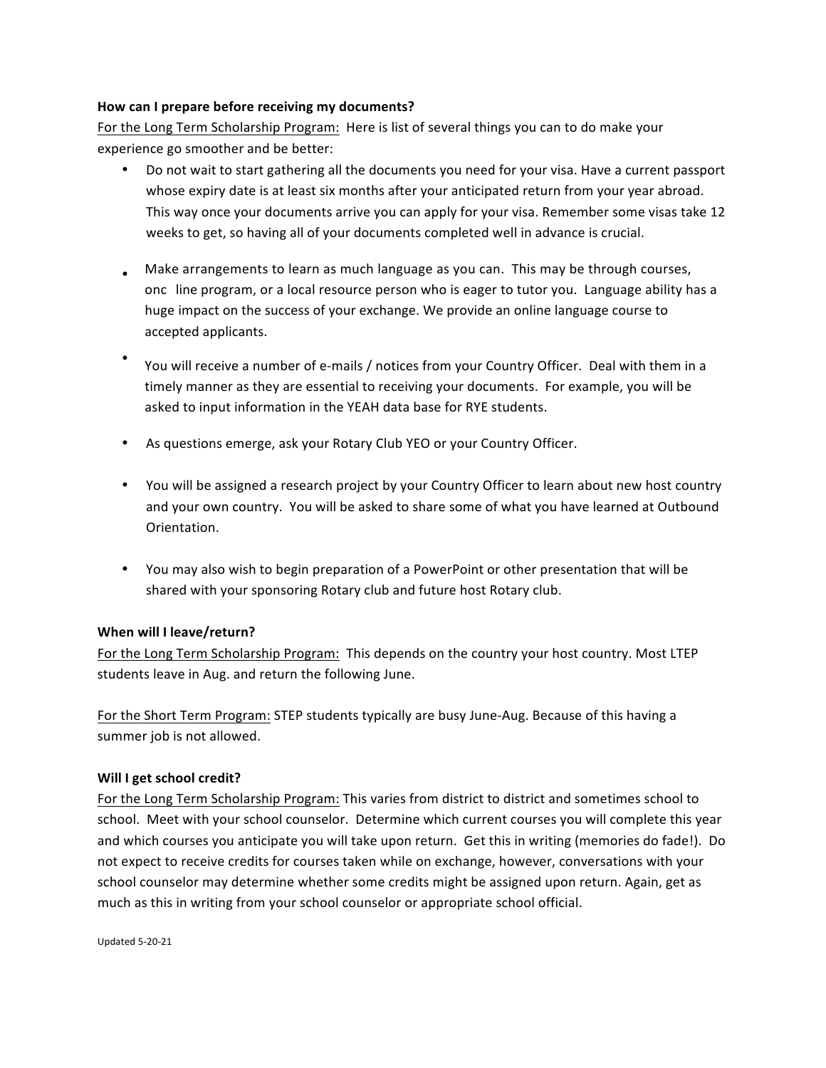**How can I prepare before receiving my documents?**

For the Long Term Scholarship Program: Here is list of several things you can to do make your experience go smoother and be better:

- Do not wait to start gathering all the documents you need for your visa. Have a current passport whose expiry date is at least six months after your anticipated return from your year abroad. This way once your documents arrive you can apply for your visa. Remember some visas take 12 weeks to get, so having all of your documents completed well in advance is crucial.
- Make arrangements to learn as much language as you can. This may be through courses, onc line program, or a local resource person who is eager to tutor you. Language ability has a huge impact on the success of your exchange. We provide an online language course to accepted applicants.
- You will receive a number of e-mails / notices from your Country Officer. Deal with them in a timely manner as they are essential to receiving your documents. For example, you will be asked to input information in the YEAH data base for RYE students.
- As questions emerge, ask your Rotary Club YEO or your Country Officer.
- You will be assigned a research project by your Country Officer to learn about new host country and your own country. You will be asked to share some of what you have learned at Outbound Orientation.
- You may also wish to begin preparation of a PowerPoint or other presentation that will be shared with your sponsoring Rotary club and future host Rotary club.

**When will I leave/return?**

For the Long Term Scholarship Program: This depends on the country your host country. Most LTEP students leave in Aug. and return the following June.

For the Short Term Program: STEP students typically are busy June-Aug. Because of this having a summer job is not allowed.

**Will I get school credit?**

For the Long Term Scholarship Program: This varies from district to district and sometimes school to school. Meet with your school counselor. Determine which current courses you will complete this year and which courses you anticipate you will take upon return. Get this in writing (memories do fade!). Do not expect to receive credits for courses taken while on exchange, however, conversations with your school counselor may determine whether some credits might be assigned upon return. Again, get as much as this in writing from your school counselor or appropriate school official.

Updated 5-20-21